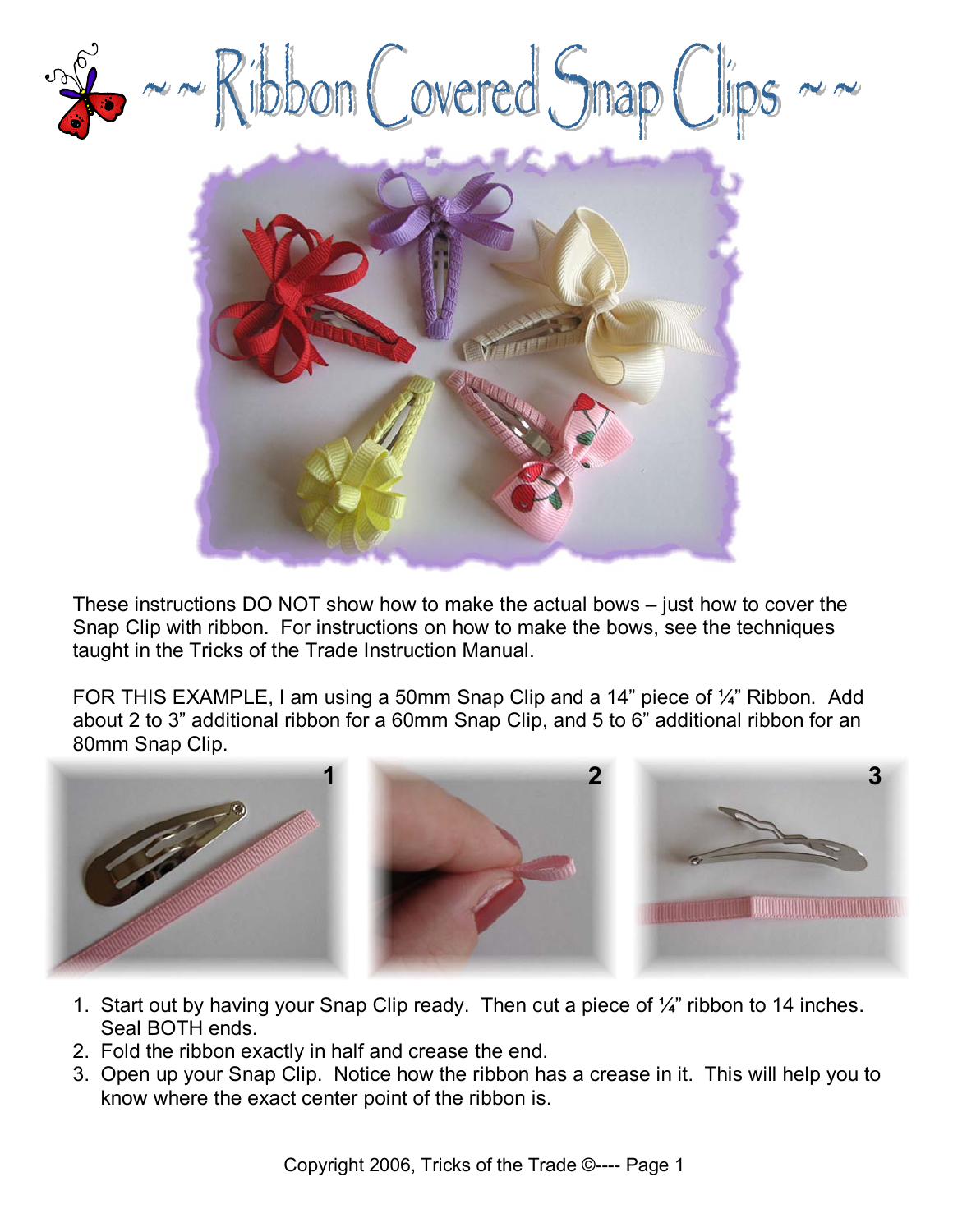# ~ ~ Ribbon Covered Snap Clips ~ ~

These instructions DO NOT show how to make the actual bows – just how to cover the Snap Clip with ribbon. For instructions on how to make the bows, see the techniques taught in the Tricks of the Trade Instruction Manual.

FOR THIS EXAMPLE, I am using a 50mm Snap Clip and a 14" piece of ¼" Ribbon. Add about 2 to 3" additional ribbon for a 60mm Snap Clip, and 5 to 6" additional ribbon for an 80mm Snap Clip.

1. Start out by having your Snap Clip ready. Then cut a piece of ¼" ribbon to 14 inches. Seal BOTH ends.
2. Fold the ribbon exactly in half and crease the end.
3. Open up your Snap Clip. Notice how the ribbon has a crease in it. This will help you to know where the exact center point of the ribbon is.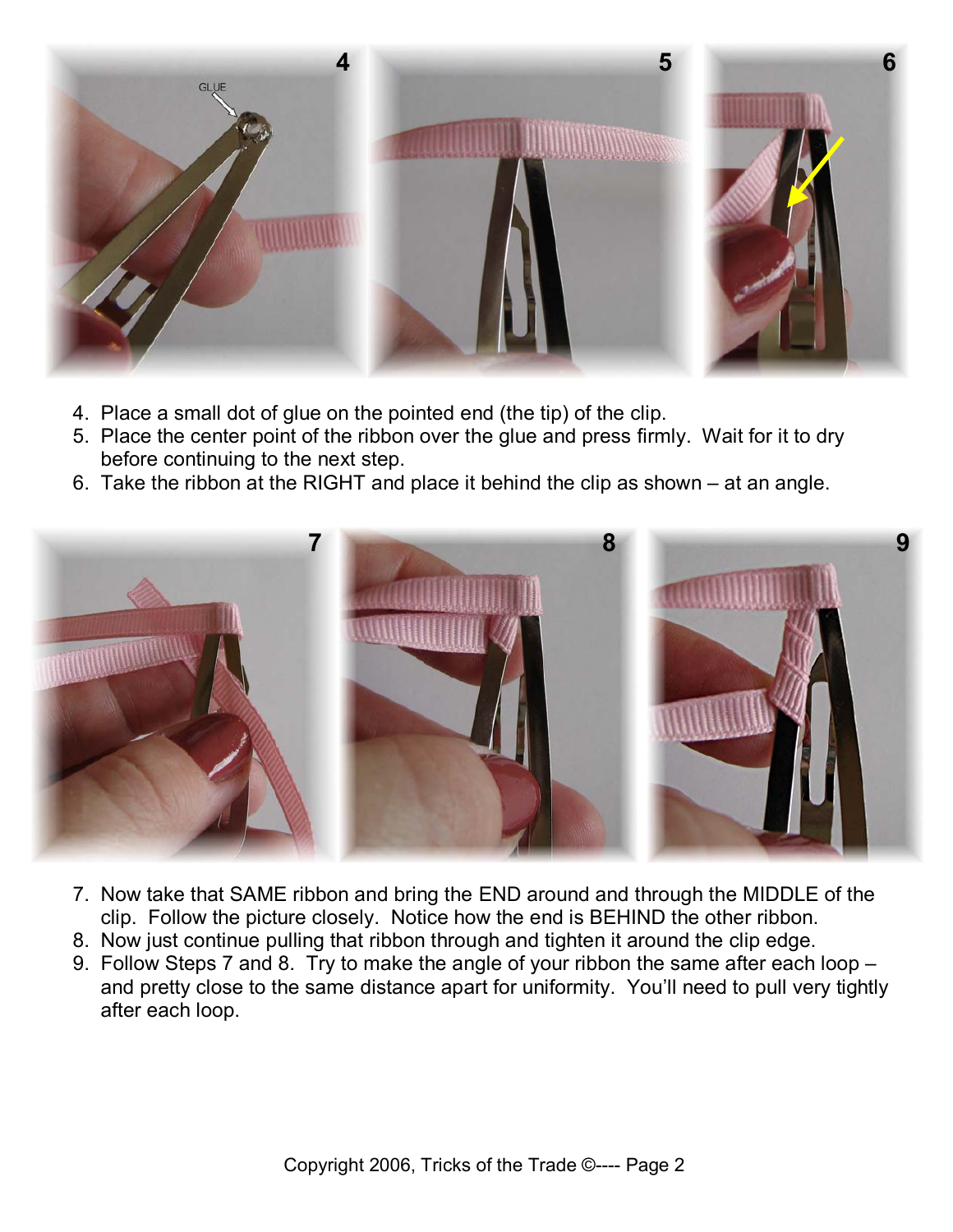4. Place a small dot of glue on the pointed end (the tip) of the clip.
5. Place the center point of the ribbon over the glue and press firmly. Wait for it to dry before continuing to the next step.
6. Take the ribbon at the RIGHT and place it behind the clip as shown – at an angle.

7. Now take that SAME ribbon and bring the END around and through the MIDDLE of the clip. Follow the picture closely. Notice how the end is BEHIND the other ribbon.
8. Now just continue pulling that ribbon through and tighten it around the clip edge.
9. Follow Steps 7 and 8. Try to make the angle of your ribbon the same after each loop – and pretty close to the same distance apart for uniformity. You'll need to pull very tightly after each loop.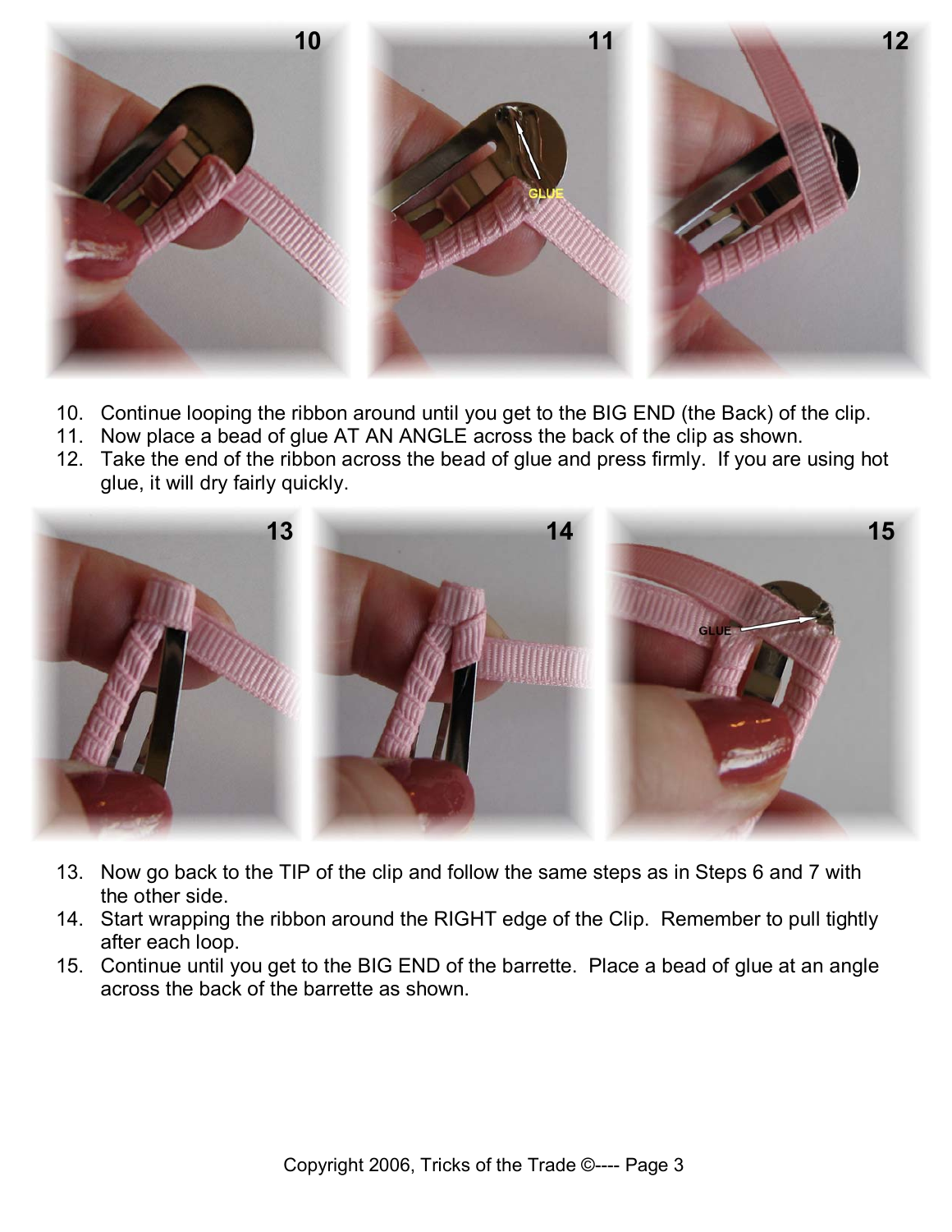10. Continue looping the ribbon around until you get to the BIG END (the Back) of the clip.
11. Now place a bead of glue AT AN ANGLE across the back of the clip as shown.
12. Take the end of the ribbon across the bead of glue and press firmly. If you are using hot glue, it will dry fairly quickly.

13. Now go back to the TIP of the clip and follow the same steps as in Steps 6 and 7 with the other side.
14. Start wrapping the ribbon around the RIGHT edge of the Clip. Remember to pull tightly after each loop.
15. Continue until you get to the BIG END of the barrette. Place a bead of glue at an angle across the back of the barrette as shown.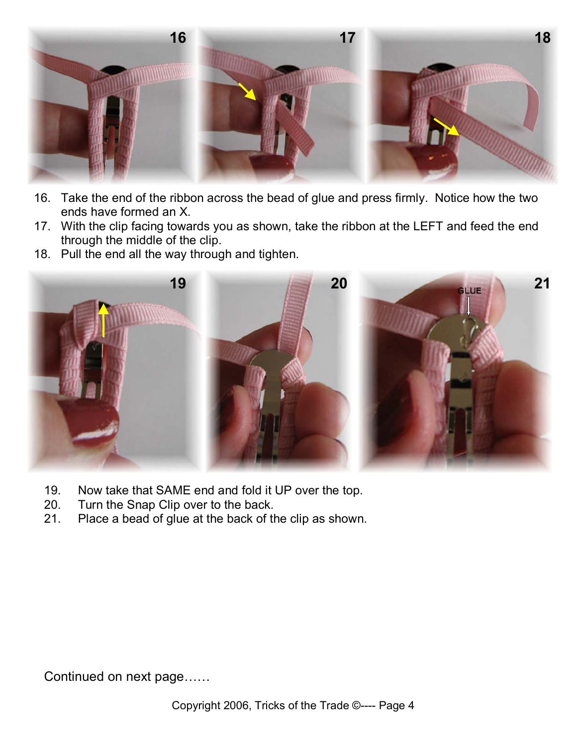16. Take the end of the ribbon across the bead of glue and press firmly. Notice how the two ends have formed an X.
17. With the clip facing towards you as shown, take the ribbon at the LEFT and feed the end through the middle of the clip.
18. Pull the end all the way through and tighten.

19. Now take that SAME end and fold it UP over the top.
20. Turn the Snap Clip over to the back.
21. Place a bead of glue at the back of the clip as shown.

Continued on next page……

Copyright 2006, Tricks of the Trade ©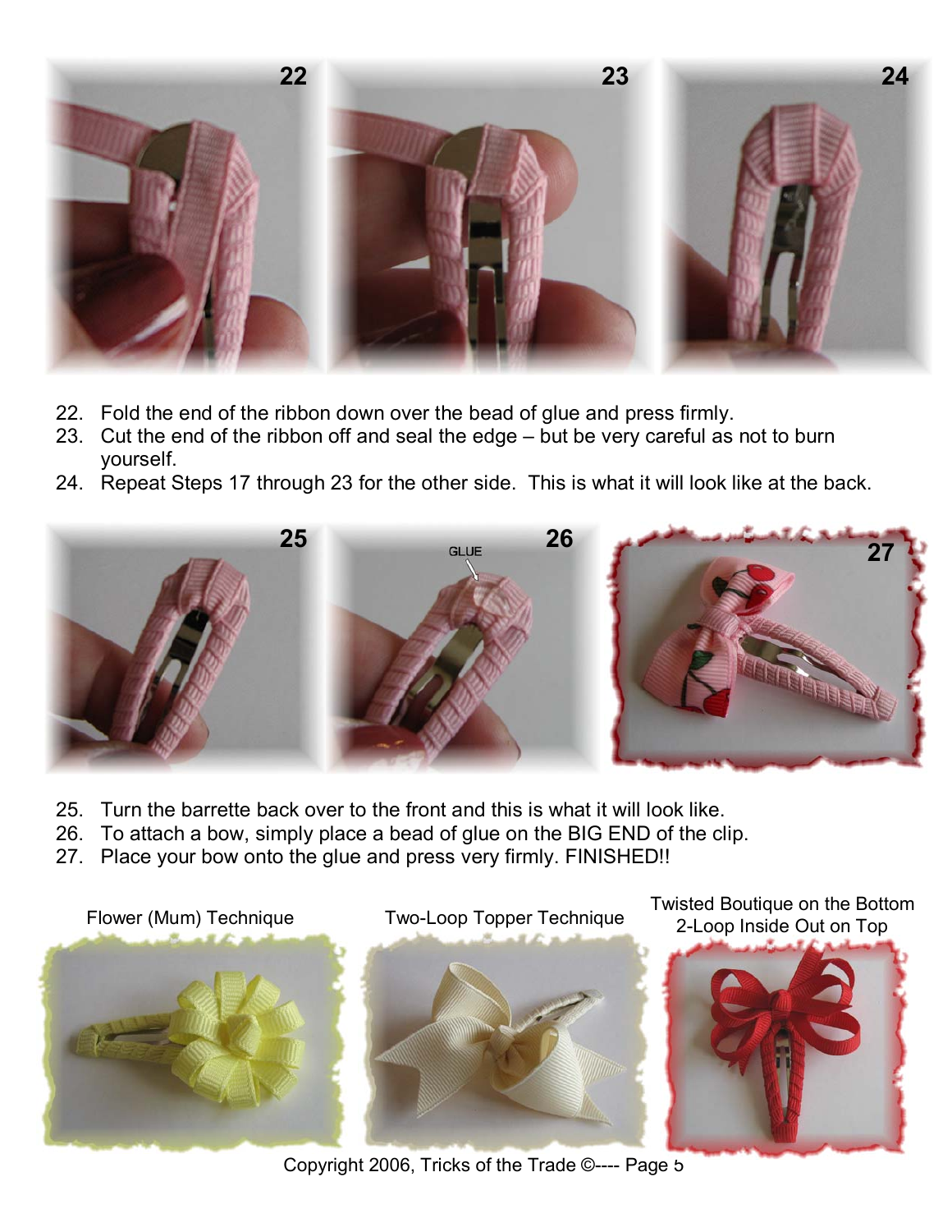22. Fold the end of the ribbon down over the bead of glue and press firmly.
23. Cut the end of the ribbon off and seal the edge – but be very careful as not to burn yourself.
24. Repeat Steps 17 through 23 for the other side. This is what it will look like at the back.

25. Turn the barrette back over to the front and this is what it will look like.
26. To attach a bow, simply place a bead of glue on the BIG END of the clip.
27. Place your bow onto the glue and press very firmly. FINISHED!!

Flower (Mum) Technique

Two-Loop Topper Technique

Twisted Boutique on the Bottom
2-Loop Inside Out on Top

Copyright 2006, Tricks of the Trade ©